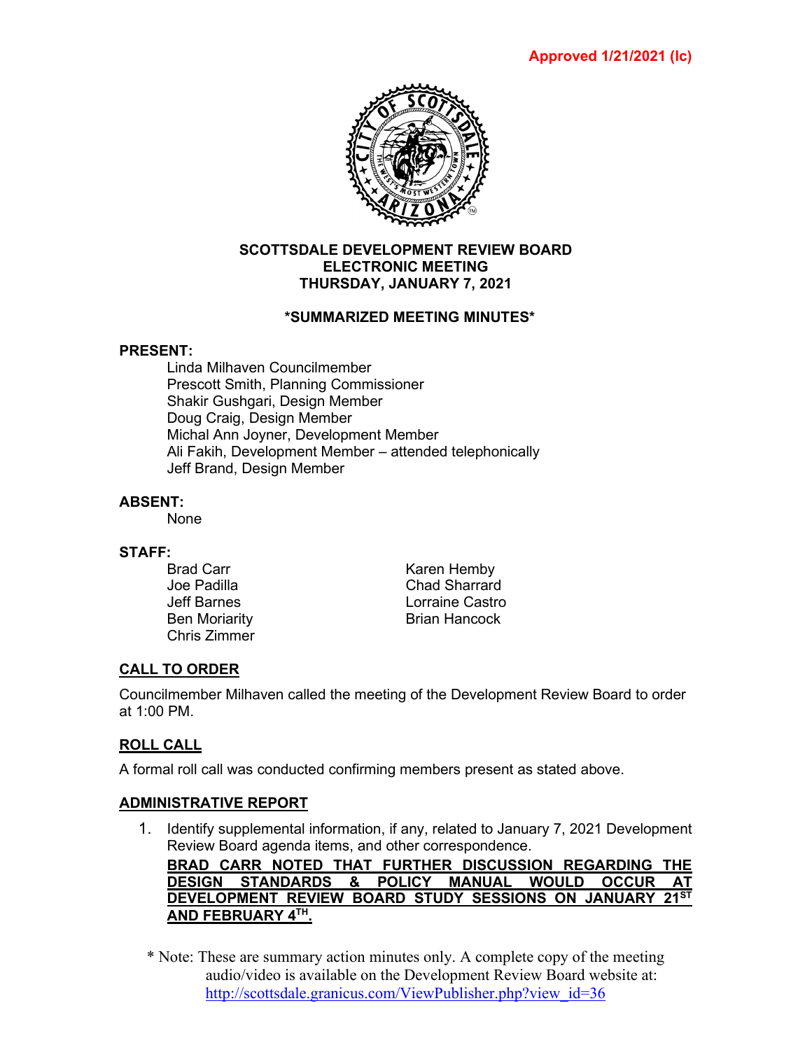**Approved 1/21/2021 (lc)**

**SCOTTSDALE DEVELOPMENT REVIEW BOARD**
**ELECTRONIC MEETING**
**THURSDAY, JANUARY 7, 2021**

**\*SUMMARIZED MEETING MINUTES\***

**PRESENT:**

Linda Milhaven Councilmember
Prescott Smith, Planning Commissioner
Shakir Gushgari, Design Member
Doug Craig, Design Member
Michal Ann Joyner, Development Member
Ali Fakih, Development Member – attended telephonically
Jeff Brand, Design Member

**ABSENT:**

None

**STAFF:**

Brad Carr
Joe Padilla
Jeff Barnes
Ben Moriarity
Chris Zimmer
Karen Hemby
Chad Sharrard
Lorraine Castro
Brian Hancock

## CALL TO ORDER

Councilmember Milhaven called the meeting of the Development Review Board to order at 1:00 PM.

## ROLL CALL

A formal roll call was conducted confirming members present as stated above.

## ADMINISTRATIVE REPORT

1. Identify supplemental information, if any, related to January 7, 2021 Development Review Board agenda items, and other correspondence.
   **BRAD CARR NOTED THAT FURTHER DISCUSSION REGARDING THE DESIGN STANDARDS & POLICY MANUAL WOULD OCCUR AT DEVELOPMENT REVIEW BOARD STUDY SESSIONS ON JANUARY 21ST AND FEBRUARY 4TH.**

\* Note: These are summary action minutes only. A complete copy of the meeting audio/video is available on the Development Review Board website at: http://scottsdale.granicus.com/ViewPublisher.php?view_id=36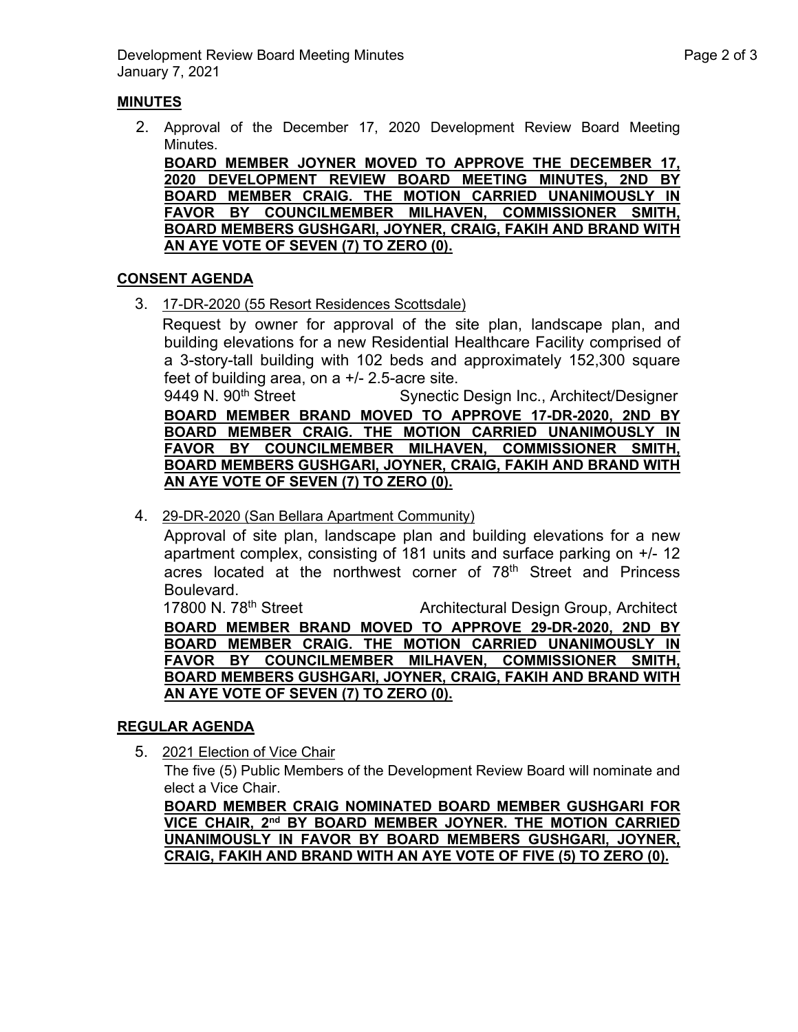## MINUTES

2. Approval of the December 17, 2020 Development Review Board Meeting Minutes.

   **BOARD MEMBER JOYNER MOVED TO APPROVE THE DECEMBER 17, 2020 DEVELOPMENT REVIEW BOARD MEETING MINUTES, 2ND BY BOARD MEMBER CRAIG. THE MOTION CARRIED UNANIMOUSLY IN FAVOR BY COUNCILMEMBER MILHAVEN, COMMISSIONER SMITH, BOARD MEMBERS GUSHGARI, JOYNER, CRAIG, FAKIH AND BRAND WITH AN AYE VOTE OF SEVEN (7) TO ZERO (0).**

## CONSENT AGENDA

3. 17-DR-2020 (55 Resort Residences Scottsdale)

   Request by owner for approval of the site plan, landscape plan, and building elevations for a new Residential Healthcare Facility comprised of a 3-story-tall building with 102 beds and approximately 152,300 square feet of building area, on a +/- 2.5-acre site.

   9449 N. 90th Street — Synectic Design Inc., Architect/Designer

   **BOARD MEMBER BRAND MOVED TO APPROVE 17-DR-2020, 2ND BY BOARD MEMBER CRAIG. THE MOTION CARRIED UNANIMOUSLY IN FAVOR BY COUNCILMEMBER MILHAVEN, COMMISSIONER SMITH, BOARD MEMBERS GUSHGARI, JOYNER, CRAIG, FAKIH AND BRAND WITH AN AYE VOTE OF SEVEN (7) TO ZERO (0).**

4. 29-DR-2020 (San Bellara Apartment Community)

   Approval of site plan, landscape plan and building elevations for a new apartment complex, consisting of 181 units and surface parking on +/- 12 acres located at the northwest corner of 78th Street and Princess Boulevard.

   17800 N. 78th Street — Architectural Design Group, Architect

   **BOARD MEMBER BRAND MOVED TO APPROVE 29-DR-2020, 2ND BY BOARD MEMBER CRAIG. THE MOTION CARRIED UNANIMOUSLY IN FAVOR BY COUNCILMEMBER MILHAVEN, COMMISSIONER SMITH, BOARD MEMBERS GUSHGARI, JOYNER, CRAIG, FAKIH AND BRAND WITH AN AYE VOTE OF SEVEN (7) TO ZERO (0).**

## REGULAR AGENDA

5. 2021 Election of Vice Chair

   The five (5) Public Members of the Development Review Board will nominate and elect a Vice Chair.

   **BOARD MEMBER CRAIG NOMINATED BOARD MEMBER GUSHGARI FOR VICE CHAIR, 2nd BY BOARD MEMBER JOYNER. THE MOTION CARRIED UNANIMOUSLY IN FAVOR BY BOARD MEMBERS GUSHGARI, JOYNER, CRAIG, FAKIH AND BRAND WITH AN AYE VOTE OF FIVE (5) TO ZERO (0).**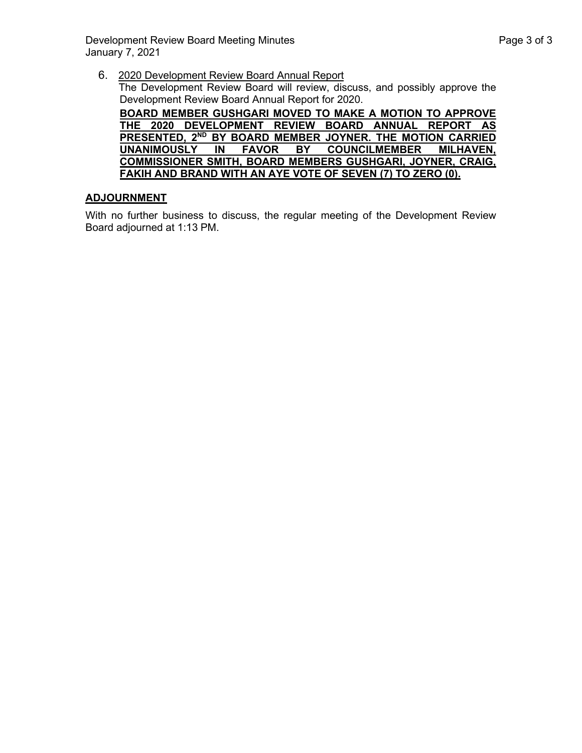6. <u>2020 Development Review Board Annual Report</u>

   The Development Review Board will review, discuss, and possibly approve the Development Review Board Annual Report for 2020.

   **BOARD MEMBER GUSHGARI MOVED TO MAKE A MOTION TO APPROVE THE 2020 DEVELOPMENT REVIEW BOARD ANNUAL REPORT AS PRESENTED, 2ND BY BOARD MEMBER JOYNER. THE MOTION CARRIED UNANIMOUSLY IN FAVOR BY COUNCILMEMBER MILHAVEN, COMMISSIONER SMITH, BOARD MEMBERS GUSHGARI, JOYNER, CRAIG, FAKIH AND BRAND WITH AN AYE VOTE OF SEVEN (7) TO ZERO (0).**

## ADJOURNMENT

With no further business to discuss, the regular meeting of the Development Review Board adjourned at 1:13 PM.